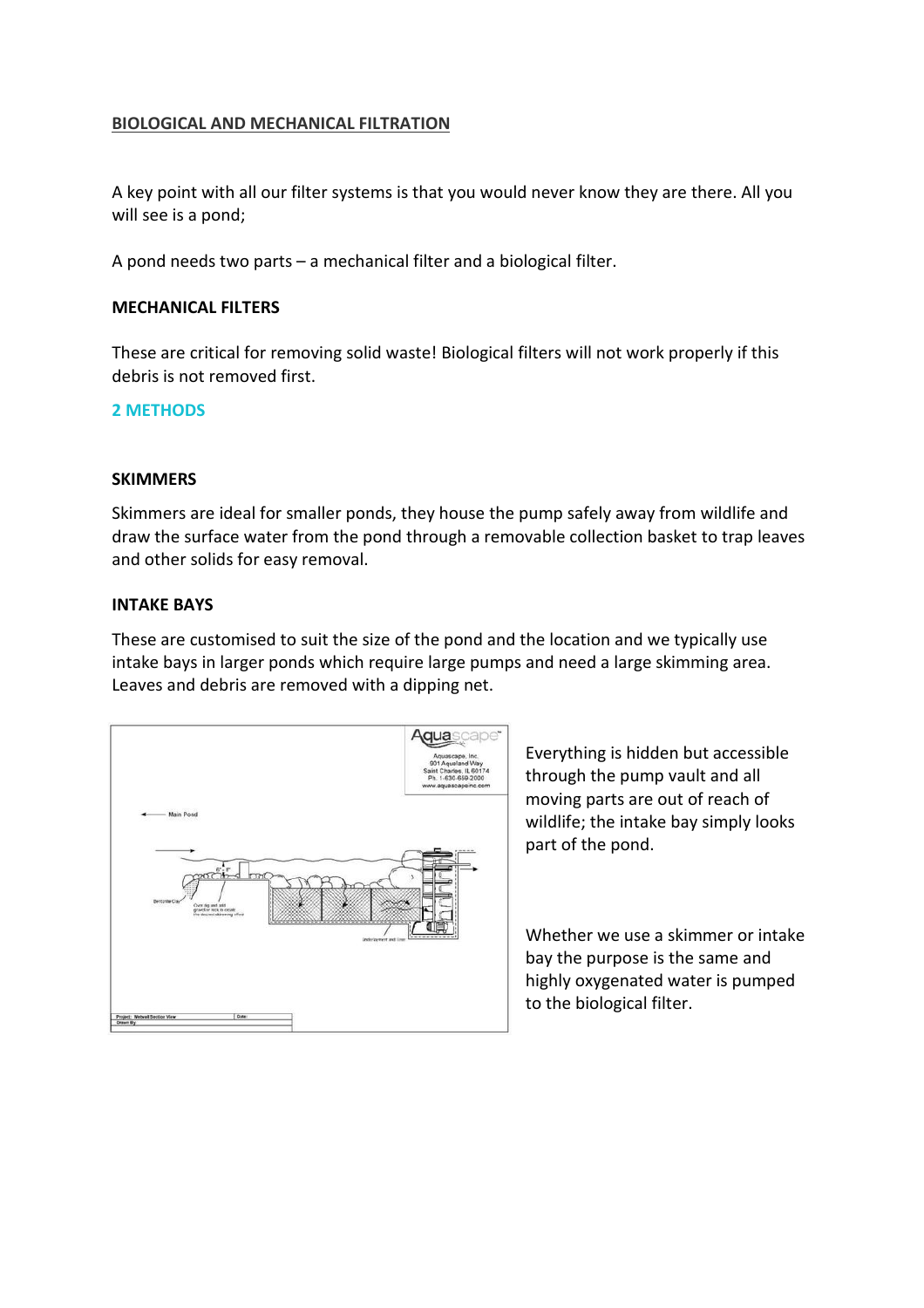## BIOLOGICAL AND MECHANICAL FILTRATION

A key point with all our filter systems is that you would never know they are there. All you will see is a pond;

A pond needs two parts – a mechanical filter and a biological filter.

### MECHANICAL FILTERS

These are critical for removing solid waste! Biological filters will not work properly if this debris is not removed first.

### 2 METHODS

#### SKIMMERS

Skimmers are ideal for smaller ponds, they house the pump safely away from wildlife and draw the surface water from the pond through a removable collection basket to trap leaves and other solids for easy removal.

#### INTAKE BAYS

These are customised to suit the size of the pond and the location and we typically use intake bays in larger ponds which require large pumps and need a large skimming area. Leaves and debris are removed with a dipping net.

Everything is hidden but accessible through the pump vault and all moving parts are out of reach of wildlife; the intake bay simply looks part of the pond.

Whether we use a skimmer or intake bay the purpose is the same and highly oxygenated water is pumped to the biological filter.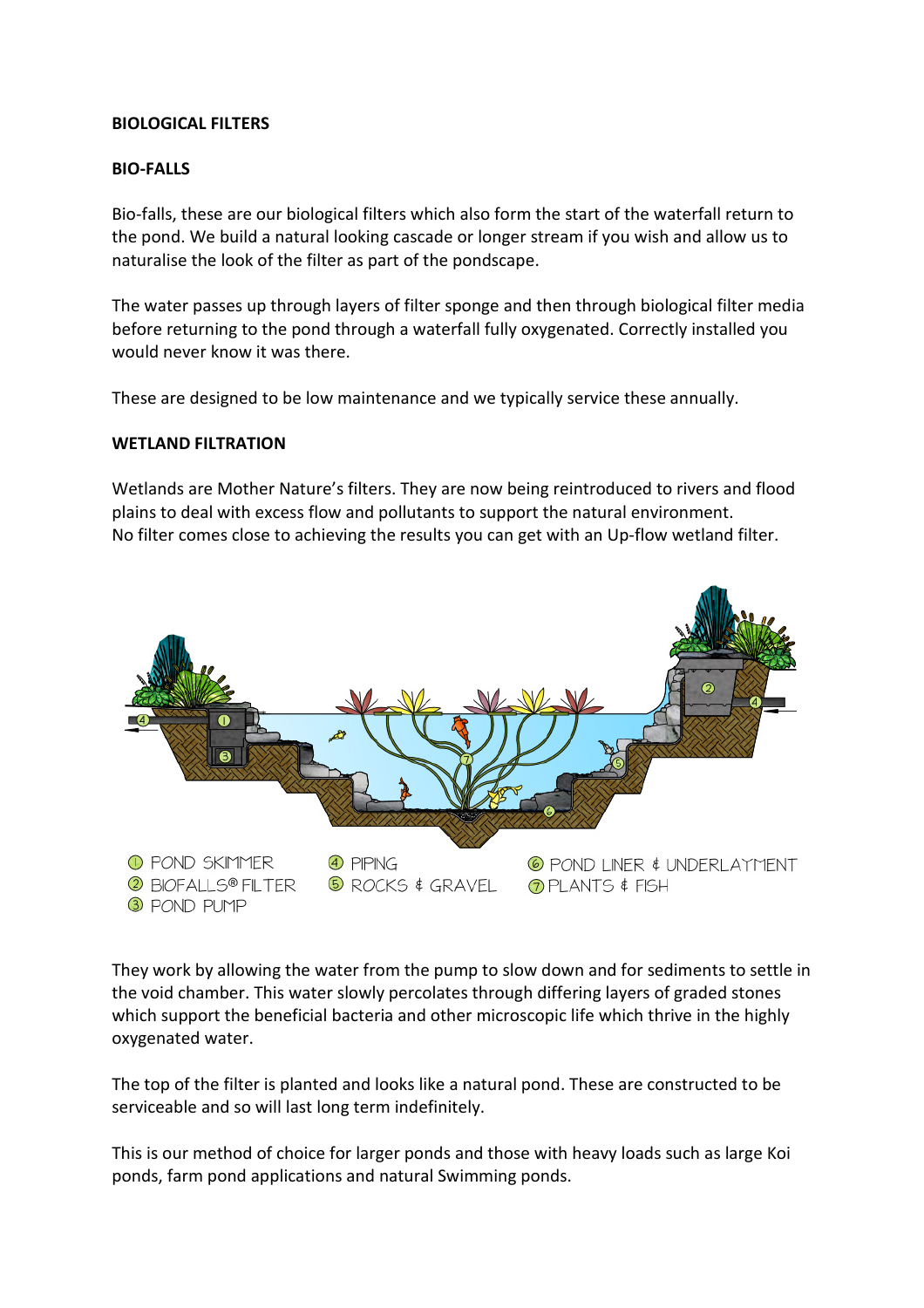**BIOLOGICAL FILTERS**

**BIO-FALLS**

Bio-falls, these are our biological filters which also form the start of the waterfall return to the pond. We build a natural looking cascade or longer stream if you wish and allow us to naturalise the look of the filter as part of the pondscape.

The water passes up through layers of filter sponge and then through biological filter media before returning to the pond through a waterfall fully oxygenated. Correctly installed you would never know it was there.

These are designed to be low maintenance and we typically service these annually.

**WETLAND FILTRATION**

Wetlands are Mother Nature's filters. They are now being reintroduced to rivers and flood plains to deal with excess flow and pollutants to support the natural environment.
No filter comes close to achieving the results you can get with an Up-flow wetland filter.

1 POND SKIMMER
2 BIOFALLS® FILTER
3 POND PUMP
4 PIPING
5 ROCKS & GRAVEL
6 POND LINER & UNDERLAYMENT
7 PLANTS & FISH

They work by allowing the water from the pump to slow down and for sediments to settle in the void chamber. This water slowly percolates through differing layers of graded stones which support the beneficial bacteria and other microscopic life which thrive in the highly oxygenated water.

The top of the filter is planted and looks like a natural pond. These are constructed to be serviceable and so will last long term indefinitely.

This is our method of choice for larger ponds and those with heavy loads such as large Koi ponds, farm pond applications and natural Swimming ponds.